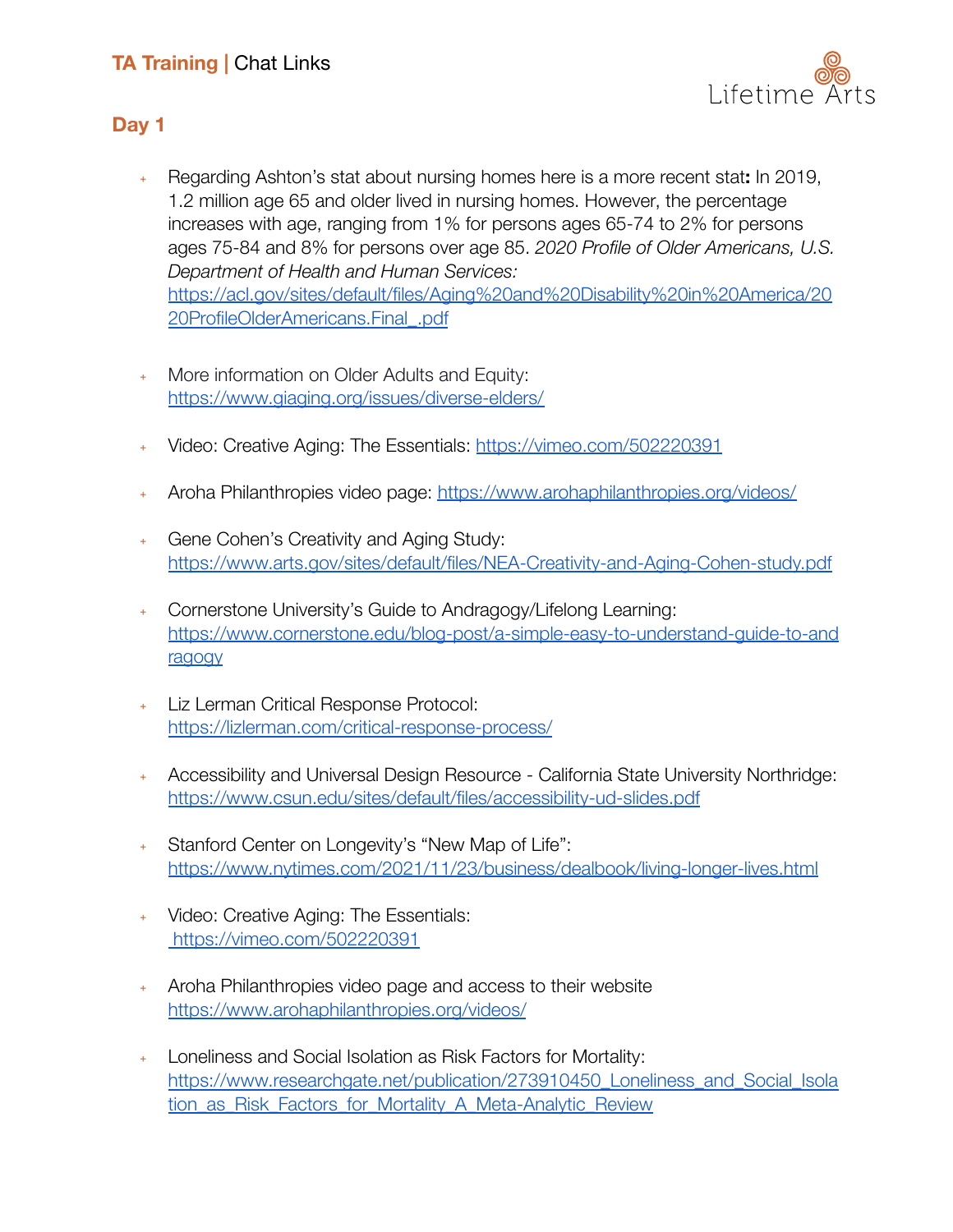# TA Training | Chat Links

## Day 1

- Regarding Ashton's stat about nursing homes here is a more recent stat**:** In 2019, 1.2 million age 65 and older lived in nursing homes. However, the percentage increases with age, ranging from 1% for persons ages 65-74 to 2% for persons ages 75-84 and 8% for persons over age 85. *2020 Profile of Older Americans, U.S. Department of Health and Human Services:* https://acl.gov/sites/default/files/Aging%20and%20Disability%20in%20America/2020ProfileOlderAmericans.Final_.pdf

- More information on Older Adults and Equity: https://www.giaging.org/issues/diverse-elders/

- Video: Creative Aging: The Essentials: https://vimeo.com/502220391

- Aroha Philanthropies video page: https://www.arohaphilanthropies.org/videos/

- Gene Cohen's Creativity and Aging Study: https://www.arts.gov/sites/default/files/NEA-Creativity-and-Aging-Cohen-study.pdf

- Cornerstone University's Guide to Andragogy/Lifelong Learning: https://www.cornerstone.edu/blog-post/a-simple-easy-to-understand-guide-to-andragogy

- Liz Lerman Critical Response Protocol: https://lizlerman.com/critical-response-process/

- Accessibility and Universal Design Resource - California State University Northridge: https://www.csun.edu/sites/default/files/accessibility-ud-slides.pdf

- Stanford Center on Longevity's "New Map of Life": https://www.nytimes.com/2021/11/23/business/dealbook/living-longer-lives.html

- Video: Creative Aging: The Essentials: https://vimeo.com/502220391

- Aroha Philanthropies video page and access to their website https://www.arohaphilanthropies.org/videos/

- Loneliness and Social Isolation as Risk Factors for Mortality: https://www.researchgate.net/publication/273910450_Loneliness_and_Social_Isolation_as_Risk_Factors_for_Mortality_A_Meta-Analytic_Review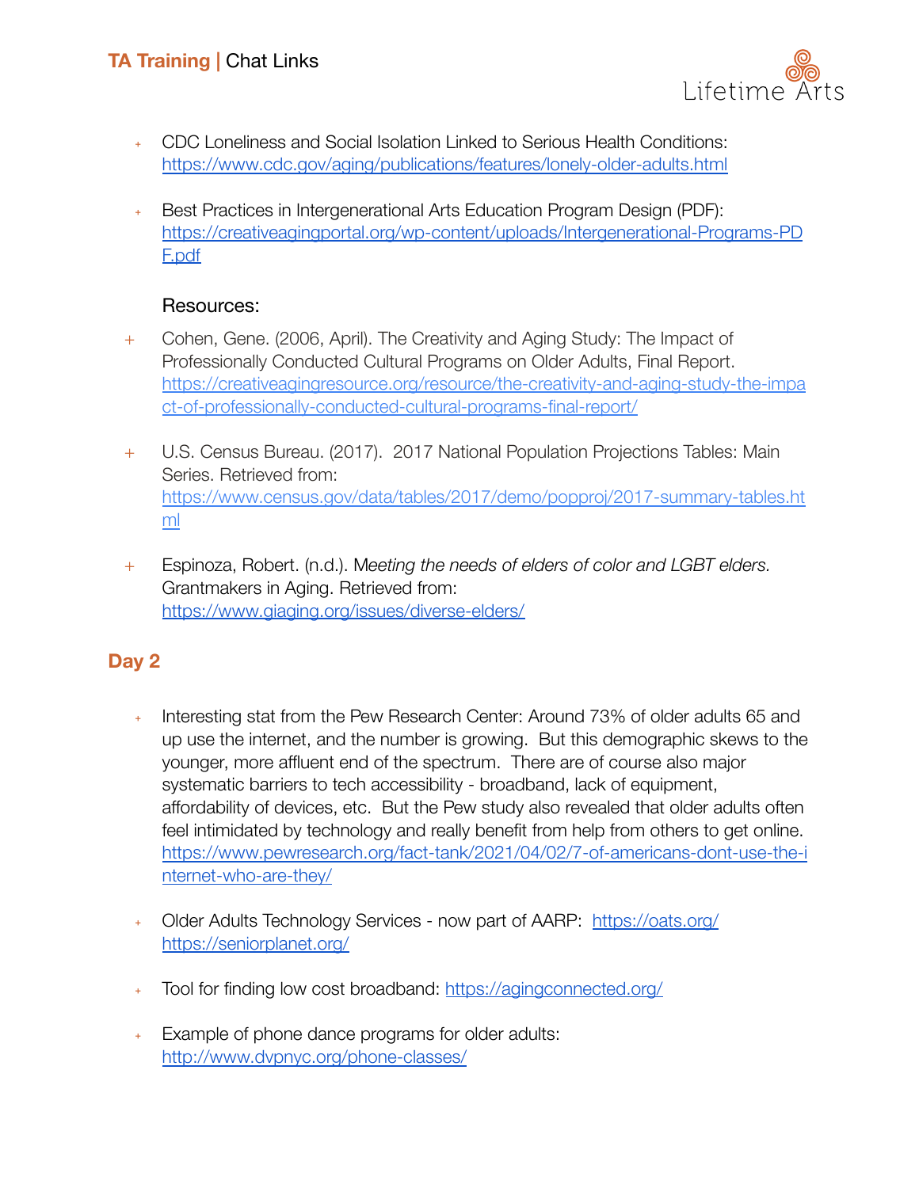- CDC Loneliness and Social Isolation Linked to Serious Health Conditions: https://www.cdc.gov/aging/publications/features/lonely-older-adults.html

- Best Practices in Intergenerational Arts Education Program Design (PDF): https://creativeagingportal.org/wp-content/uploads/Intergenerational-Programs-PDF.pdf

Resources:

- Cohen, Gene. (2006, April). The Creativity and Aging Study: The Impact of Professionally Conducted Cultural Programs on Older Adults, Final Report. https://creativeagingresource.org/resource/the-creativity-and-aging-study-the-impact-of-professionally-conducted-cultural-programs-final-report/

- U.S. Census Bureau. (2017). 2017 National Population Projections Tables: Main Series. Retrieved from: https://www.census.gov/data/tables/2017/demo/popproj/2017-summary-tables.html

- Espinoza, Robert. (n.d.). M*eeting the needs of elders of color and LGBT elders.* Grantmakers in Aging. Retrieved from: https://www.giaging.org/issues/diverse-elders/

## Day 2

- Interesting stat from the Pew Research Center: Around 73% of older adults 65 and up use the internet, and the number is growing. But this demographic skews to the younger, more affluent end of the spectrum. There are of course also major systematic barriers to tech accessibility - broadband, lack of equipment, affordability of devices, etc. But the Pew study also revealed that older adults often feel intimidated by technology and really benefit from help from others to get online. https://www.pewresearch.org/fact-tank/2021/04/02/7-of-americans-dont-use-the-internet-who-are-they/

- Older Adults Technology Services - now part of AARP: https://oats.org/ https://seniorplanet.org/

- Tool for finding low cost broadband: https://agingconnected.org/

- Example of phone dance programs for older adults: http://www.dvpnyc.org/phone-classes/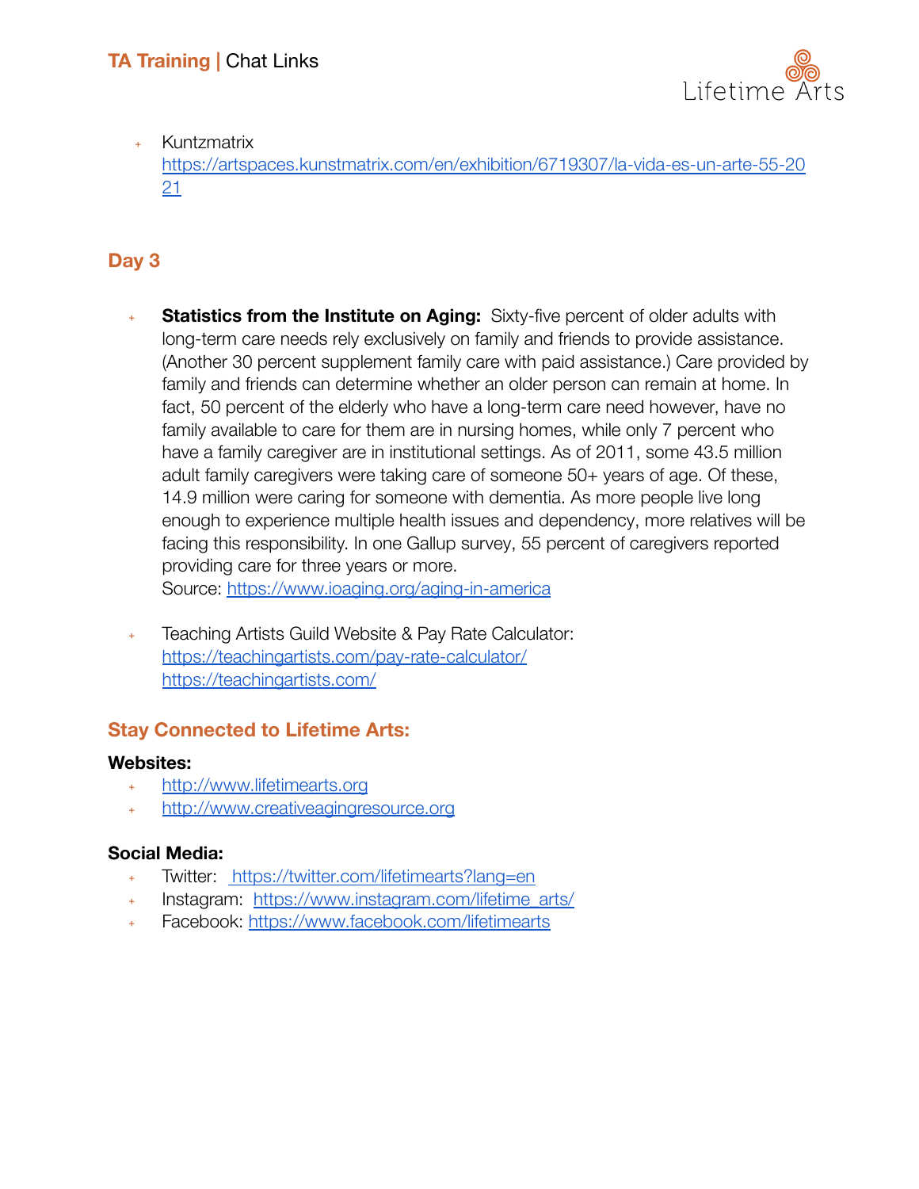- Kuntzmatrix
  https://artspaces.kunstmatrix.com/en/exhibition/6719307/la-vida-es-un-arte-55-2021

## Day 3

- **Statistics from the Institute on Aging:** Sixty-five percent of older adults with long-term care needs rely exclusively on family and friends to provide assistance. (Another 30 percent supplement family care with paid assistance.) Care provided by family and friends can determine whether an older person can remain at home. In fact, 50 percent of the elderly who have a long-term care need however, have no family available to care for them are in nursing homes, while only 7 percent who have a family caregiver are in institutional settings. As of 2011, some 43.5 million adult family caregivers were taking care of someone 50+ years of age. Of these, 14.9 million were caring for someone with dementia. As more people live long enough to experience multiple health issues and dependency, more relatives will be facing this responsibility. In one Gallup survey, 55 percent of caregivers reported providing care for three years or more.
  Source: https://www.ioaging.org/aging-in-america

- Teaching Artists Guild Website & Pay Rate Calculator:
  https://teachingartists.com/pay-rate-calculator/
  https://teachingartists.com/

## Stay Connected to Lifetime Arts:

**Websites:**

- http://www.lifetimearts.org
- http://www.creativeagingresource.org

**Social Media:**

- Twitter: https://twitter.com/lifetimearts?lang=en
- Instagram: https://www.instagram.com/lifetime_arts/
- Facebook: https://www.facebook.com/lifetimearts